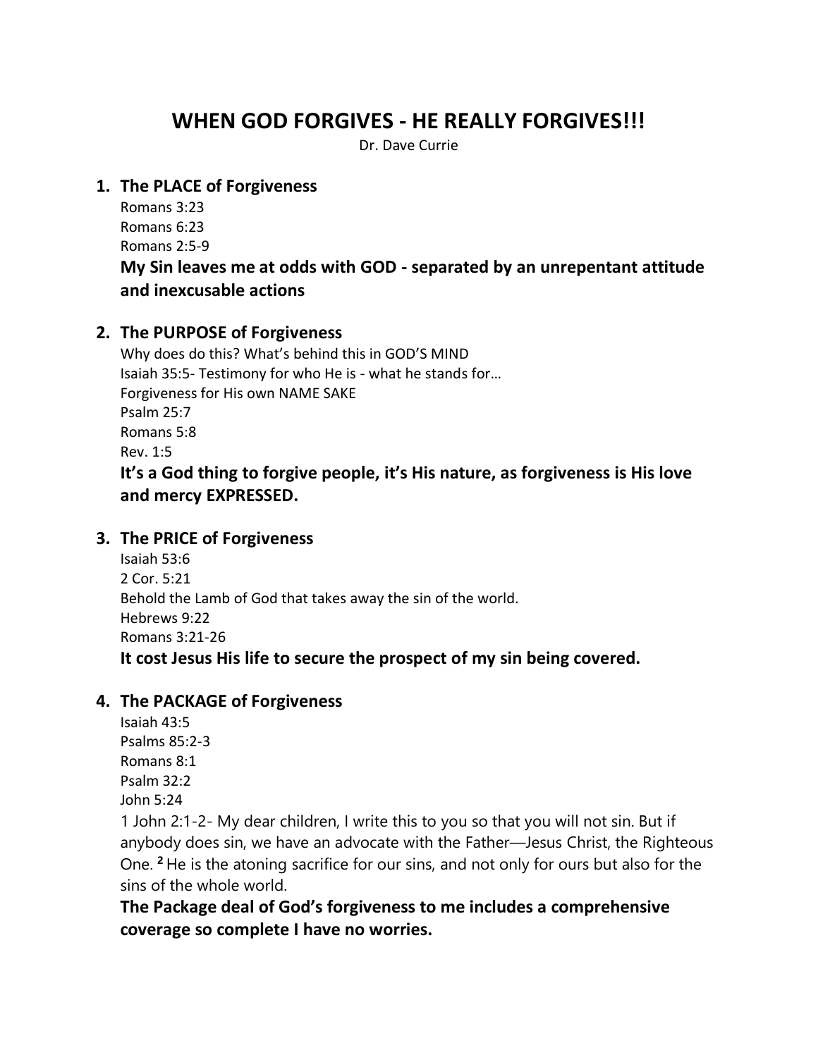# WHEN GOD FORGIVES - HE REALLY FORGIVES!!!

Dr. Dave Currie

1. **The PLACE of Forgiveness**

   Romans 3:23
   Romans 6:23
   Romans 2:5-9

   **My Sin leaves me at odds with GOD - separated by an unrepentant attitude and inexcusable actions**

2. **The PURPOSE of Forgiveness**

   Why does do this? What's behind this in GOD'S MIND
   Isaiah 35:5- Testimony for who He is - what he stands for…
   Forgiveness for His own NAME SAKE
   Psalm 25:7
   Romans 5:8
   Rev. 1:5

   **It's a God thing to forgive people, it's His nature, as forgiveness is His love and mercy EXPRESSED.**

3. **The PRICE of Forgiveness**

   Isaiah 53:6
   2 Cor. 5:21
   Behold the Lamb of God that takes away the sin of the world.
   Hebrews 9:22
   Romans 3:21-26

   **It cost Jesus His life to secure the prospect of my sin being covered.**

4. **The PACKAGE of Forgiveness**

   Isaiah 43:5
   Psalms 85:2-3
   Romans 8:1
   Psalm 32:2
   John 5:24

   1 John 2:1-2- My dear children, I write this to you so that you will not sin. But if anybody does sin, we have an advocate with the Father—Jesus Christ, the Righteous One. **2** He is the atoning sacrifice for our sins, and not only for ours but also for the sins of the whole world.

   **The Package deal of God's forgiveness to me includes a comprehensive coverage so complete I have no worries.**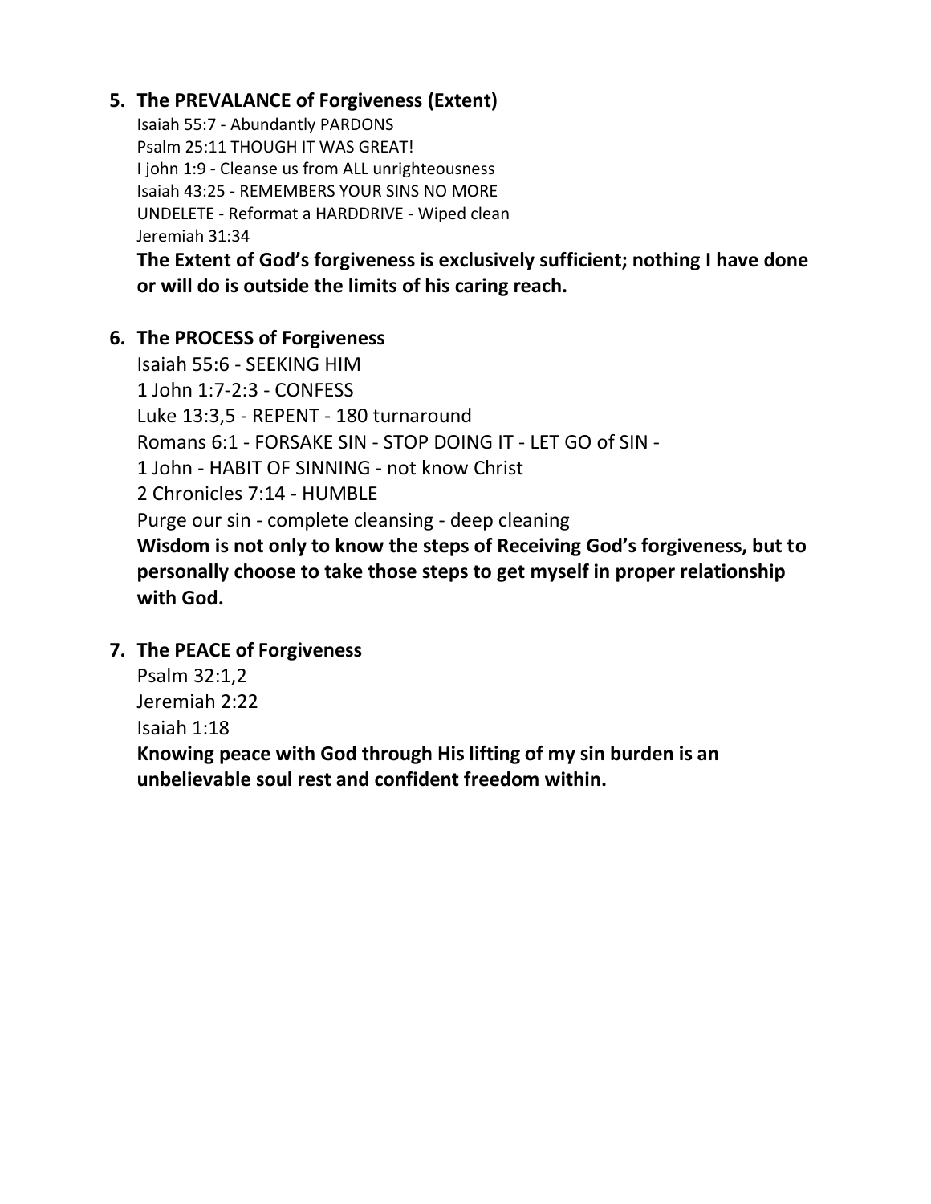5. **The PREVALANCE of Forgiveness (Extent)**

   Isaiah 55:7 - Abundantly PARDONS
   Psalm 25:11 THOUGH IT WAS GREAT!
   I john 1:9 - Cleanse us from ALL unrighteousness
   Isaiah 43:25 - REMEMBERS YOUR SINS NO MORE
   UNDELETE - Reformat a HARDDRIVE - Wiped clean
   Jeremiah 31:34

   **The Extent of God's forgiveness is exclusively sufficient; nothing I have done or will do is outside the limits of his caring reach.**

6. **The PROCESS of Forgiveness**

   Isaiah 55:6 - SEEKING HIM
   1 John 1:7-2:3 - CONFESS
   Luke 13:3,5 - REPENT - 180 turnaround
   Romans 6:1 - FORSAKE SIN - STOP DOING IT - LET GO of SIN -
   1 John - HABIT OF SINNING - not know Christ
   2 Chronicles 7:14 - HUMBLE
   Purge our sin - complete cleansing - deep cleaning

   **Wisdom is not only to know the steps of Receiving God's forgiveness, but to personally choose to take those steps to get myself in proper relationship with God.**

7. **The PEACE of Forgiveness**

   Psalm 32:1,2
   Jeremiah 2:22
   Isaiah 1:18

   **Knowing peace with God through His lifting of my sin burden is an unbelievable soul rest and confident freedom within.**